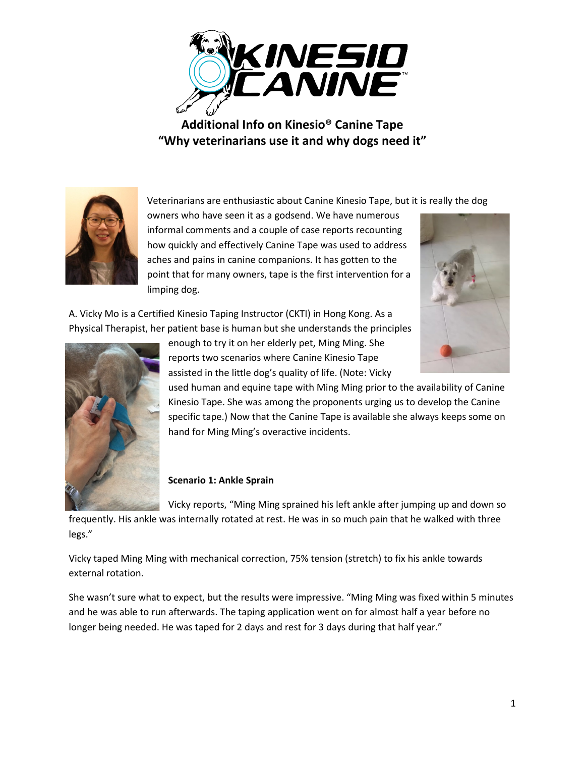# Additional Info on Kinesio® Canine Tape
## "Why veterinarians use it and why dogs need it"

Veterinarians are enthusiastic about Canine Kinesio Tape, but it is really the dog owners who have seen it as a godsend. We have numerous informal comments and a couple of case reports recounting how quickly and effectively Canine Tape was used to address aches and pains in canine companions. It has gotten to the point that for many owners, tape is the first intervention for a limping dog.

A. Vicky Mo is a Certified Kinesio Taping Instructor (CKTI) in Hong Kong. As a Physical Therapist, her patient base is human but she understands the principles enough to try it on her elderly pet, Ming Ming. She reports two scenarios where Canine Kinesio Tape assisted in the little dog's quality of life. (Note: Vicky used human and equine tape with Ming Ming prior to the availability of Canine Kinesio Tape. She was among the proponents urging us to develop the Canine specific tape.) Now that the Canine Tape is available she always keeps some on hand for Ming Ming's overactive incidents.

**Scenario 1: Ankle Sprain**

Vicky reports, "Ming Ming sprained his left ankle after jumping up and down so frequently. His ankle was internally rotated at rest. He was in so much pain that he walked with three legs."

Vicky taped Ming Ming with mechanical correction, 75% tension (stretch) to fix his ankle towards external rotation.

She wasn't sure what to expect, but the results were impressive. "Ming Ming was fixed within 5 minutes and he was able to run afterwards. The taping application went on for almost half a year before no longer being needed. He was taped for 2 days and rest for 3 days during that half year."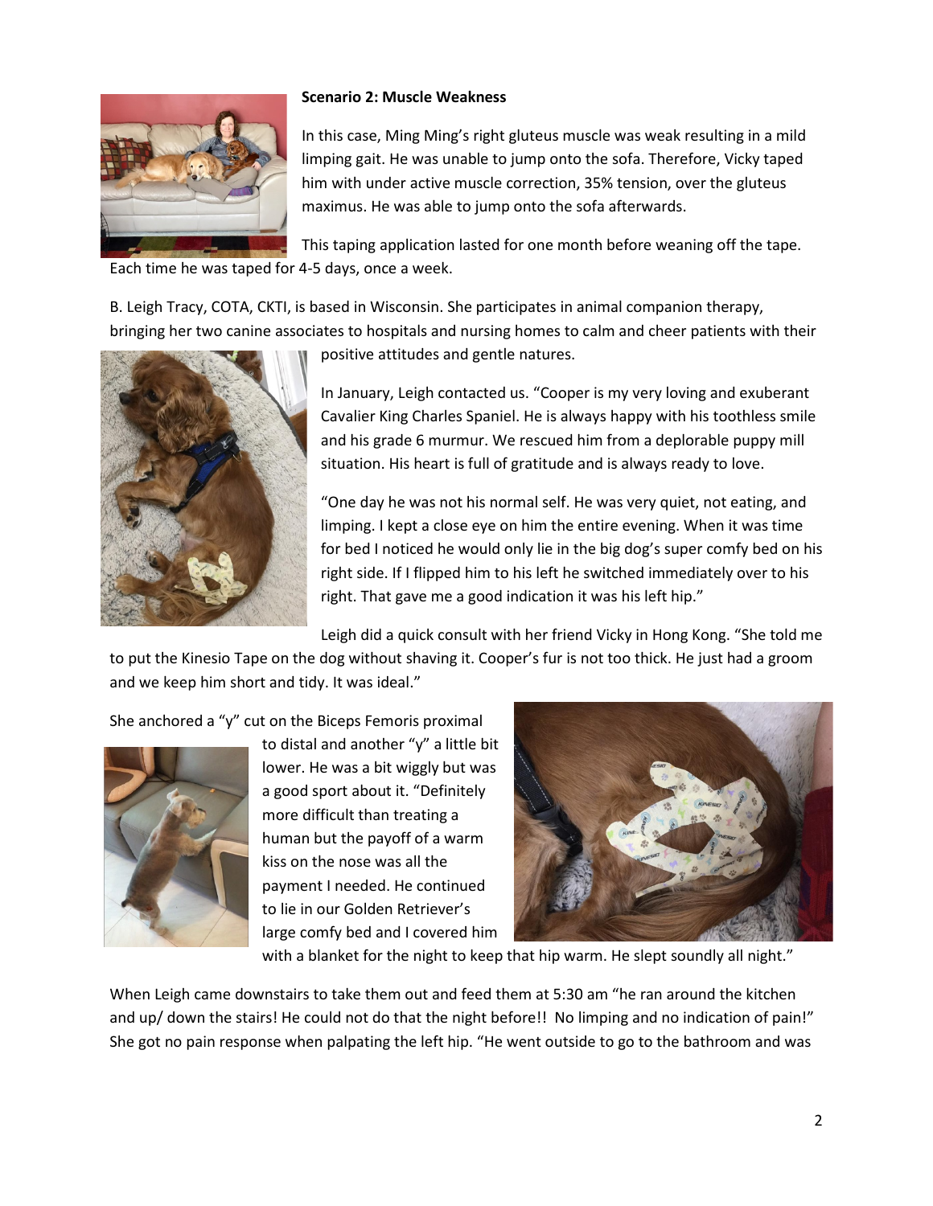**Scenario 2: Muscle Weakness**

In this case, Ming Ming's right gluteus muscle was weak resulting in a mild limping gait. He was unable to jump onto the sofa. Therefore, Vicky taped him with under active muscle correction, 35% tension, over the gluteus maximus. He was able to jump onto the sofa afterwards.

This taping application lasted for one month before weaning off the tape. Each time he was taped for 4-5 days, once a week.

B. Leigh Tracy, COTA, CKTI, is based in Wisconsin. She participates in animal companion therapy, bringing her two canine associates to hospitals and nursing homes to calm and cheer patients with their positive attitudes and gentle natures.

In January, Leigh contacted us. "Cooper is my very loving and exuberant Cavalier King Charles Spaniel. He is always happy with his toothless smile and his grade 6 murmur. We rescued him from a deplorable puppy mill situation. His heart is full of gratitude and is always ready to love.

"One day he was not his normal self. He was very quiet, not eating, and limping. I kept a close eye on him the entire evening. When it was time for bed I noticed he would only lie in the big dog's super comfy bed on his right side. If I flipped him to his left he switched immediately over to his right. That gave me a good indication it was his left hip."

Leigh did a quick consult with her friend Vicky in Hong Kong. "She told me to put the Kinesio Tape on the dog without shaving it. Cooper's fur is not too thick. He just had a groom and we keep him short and tidy. It was ideal."

She anchored a "y" cut on the Biceps Femoris proximal to distal and another "y" a little bit lower. He was a bit wiggly but was a good sport about it. "Definitely more difficult than treating a human but the payoff of a warm kiss on the nose was all the payment I needed. He continued to lie in our Golden Retriever's large comfy bed and I covered him with a blanket for the night to keep that hip warm. He slept soundly all night."

When Leigh came downstairs to take them out and feed them at 5:30 am "he ran around the kitchen and up/ down the stairs! He could not do that the night before!! No limping and no indication of pain!" She got no pain response when palpating the left hip. "He went outside to go to the bathroom and was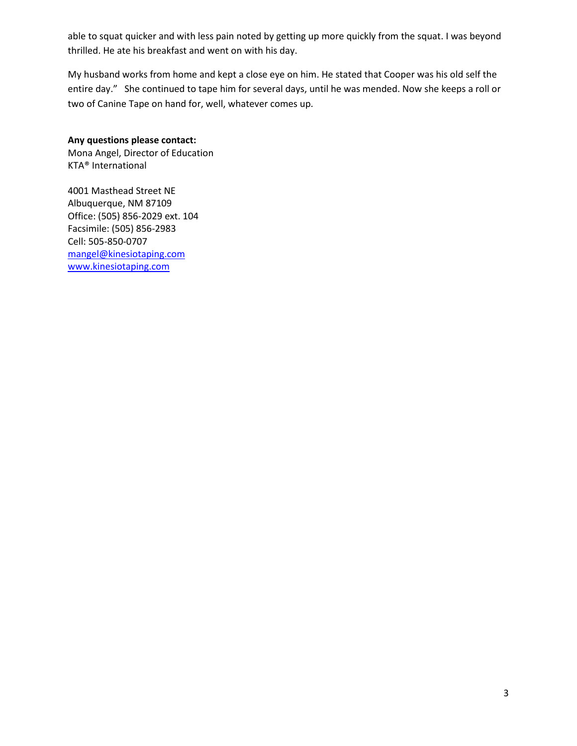able to squat quicker and with less pain noted by getting up more quickly from the squat. I was beyond thrilled. He ate his breakfast and went on with his day.

My husband works from home and kept a close eye on him. He stated that Cooper was his old self the entire day." She continued to tape him for several days, until he was mended. Now she keeps a roll or two of Canine Tape on hand for, well, whatever comes up.

**Any questions please contact:**
Mona Angel, Director of Education
KTA® International

4001 Masthead Street NE
Albuquerque, NM 87109
Office: (505) 856-2029 ext. 104
Facsimile: (505) 856-2983
Cell: 505-850-0707
[mangel@kinesiotaping.com](mailto:mangel@kinesiotaping.com)
[www.kinesiotaping.com](http://www.kinesiotaping.com)